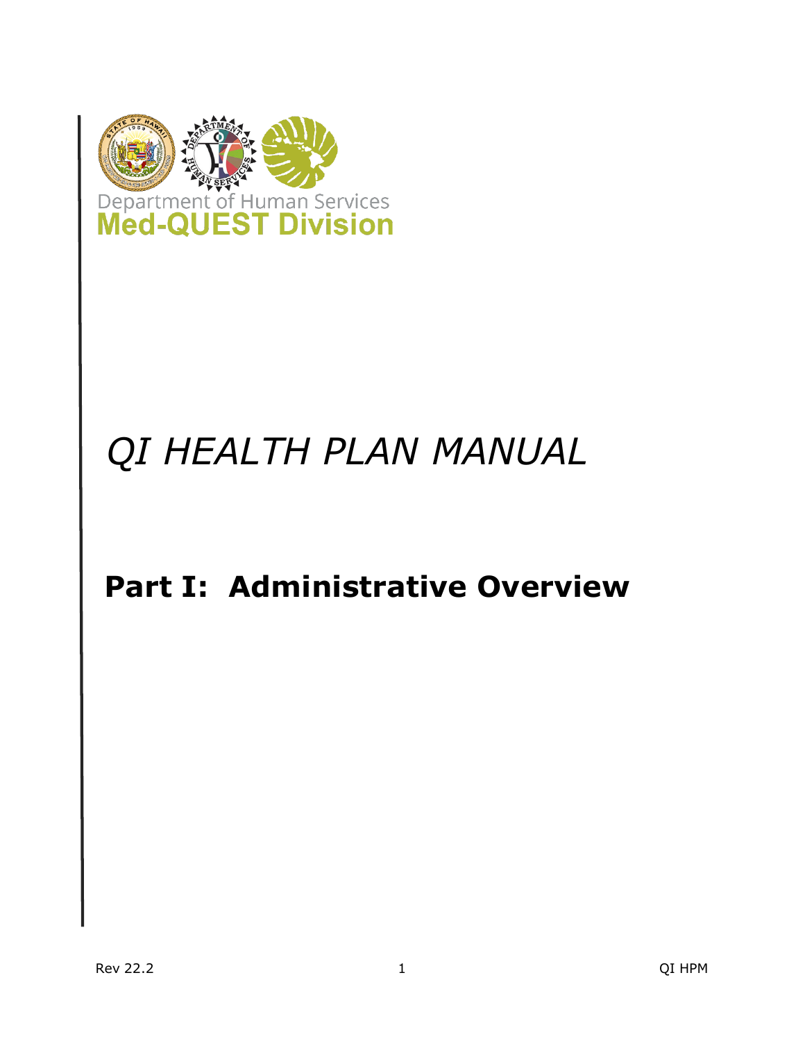Department of Human Services
**Med-QUEST Division**

# *QI HEALTH PLAN MANUAL*

## **Part I: Administrative Overview**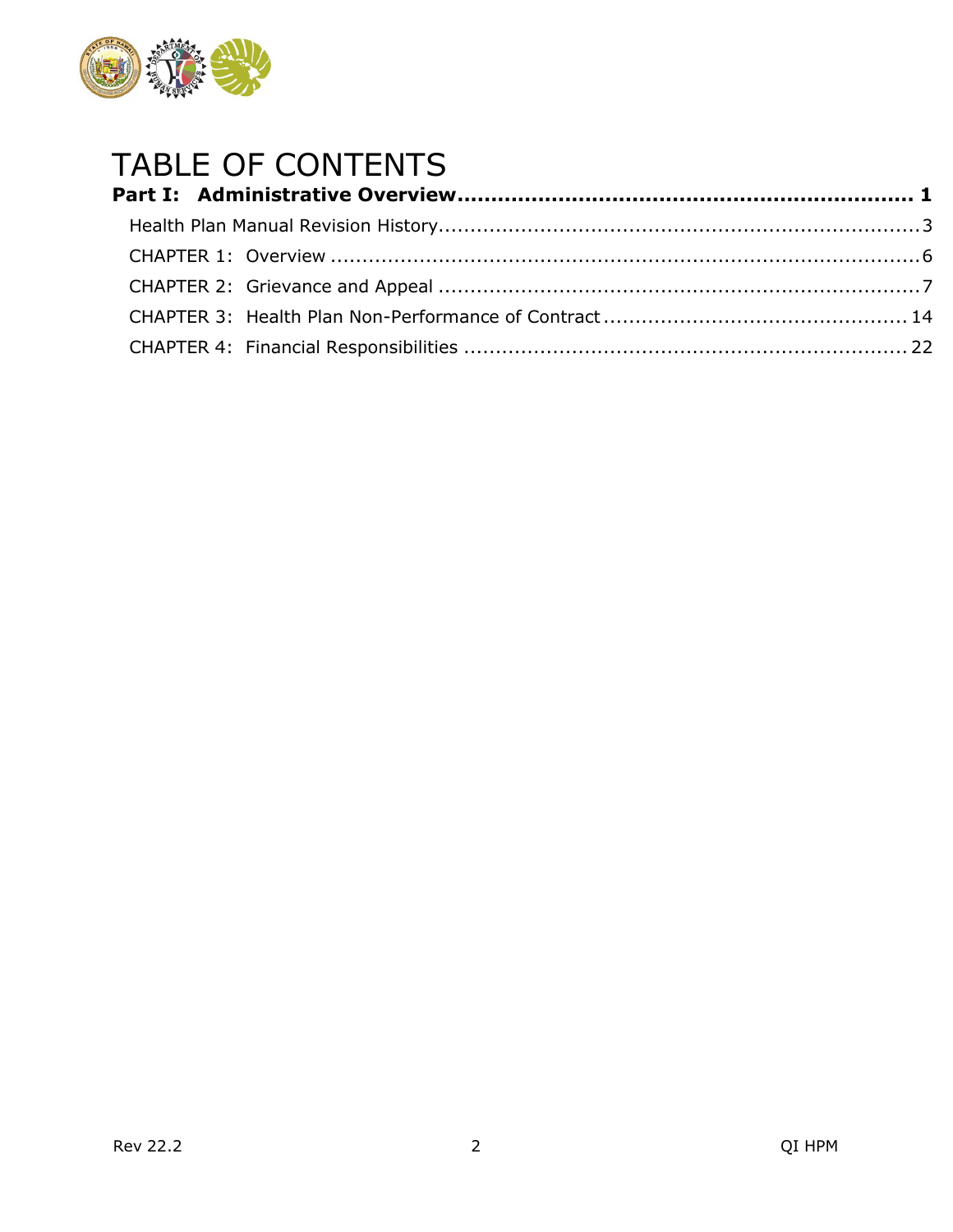# TABLE OF CONTENTS

**Part I: Administrative Overview................................................................... 1**

- Health Plan Manual Revision History............................................................................3
- CHAPTER 1: Overview ................................................................................................6
- CHAPTER 2: Grievance and Appeal ............................................................................7
- CHAPTER 3: Health Plan Non-Performance of Contract ............................................... 14
- CHAPTER 4: Financial Responsibilities ...................................................................... 22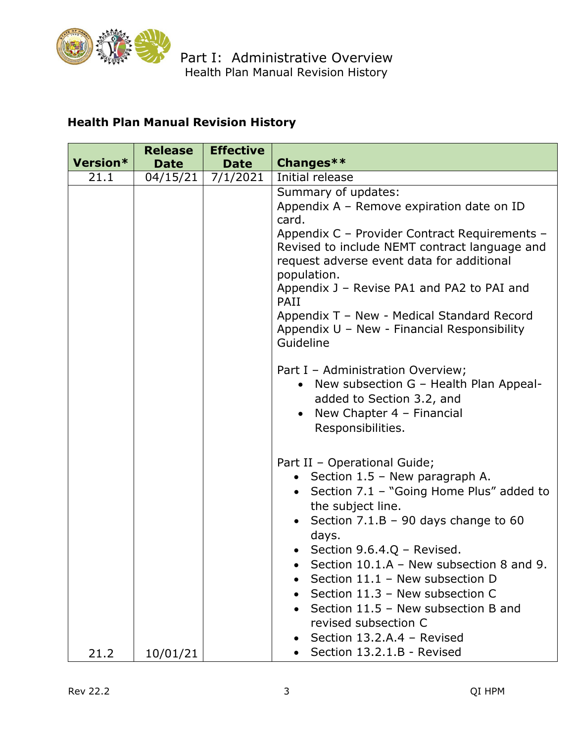## Health Plan Manual Revision History

| Version* | Release Date | Effective Date | Changes** |
|---|---|---|---|
| 21.1 | 04/15/21 | 7/1/2021 | Initial release |
| 21.2 | 10/01/21 | | Summary of updates:<br>Appendix A – Remove expiration date on ID card.<br>Appendix C – Provider Contract Requirements – Revised to include NEMT contract language and request adverse event data for additional population.<br>Appendix J – Revise PA1 and PA2 to PAI and PAII<br>Appendix T – New - Medical Standard Record<br>Appendix U – New - Financial Responsibility Guideline<br><br>Part I – Administration Overview;<br>• New subsection G – Health Plan Appeal- added to Section 3.2, and<br>• New Chapter 4 – Financial Responsibilities.<br><br>Part II – Operational Guide;<br>• Section 1.5 – New paragraph A.<br>• Section 7.1 – "Going Home Plus" added to the subject line.<br>• Section 7.1.B – 90 days change to 60 days.<br>• Section 9.6.4.Q – Revised.<br>• Section 10.1.A – New subsection 8 and 9.<br>• Section 11.1 – New subsection D<br>• Section 11.3 – New subsection C<br>• Section 11.5 – New subsection B and revised subsection C<br>• Section 13.2.A.4 – Revised<br>• Section 13.2.1.B - Revised |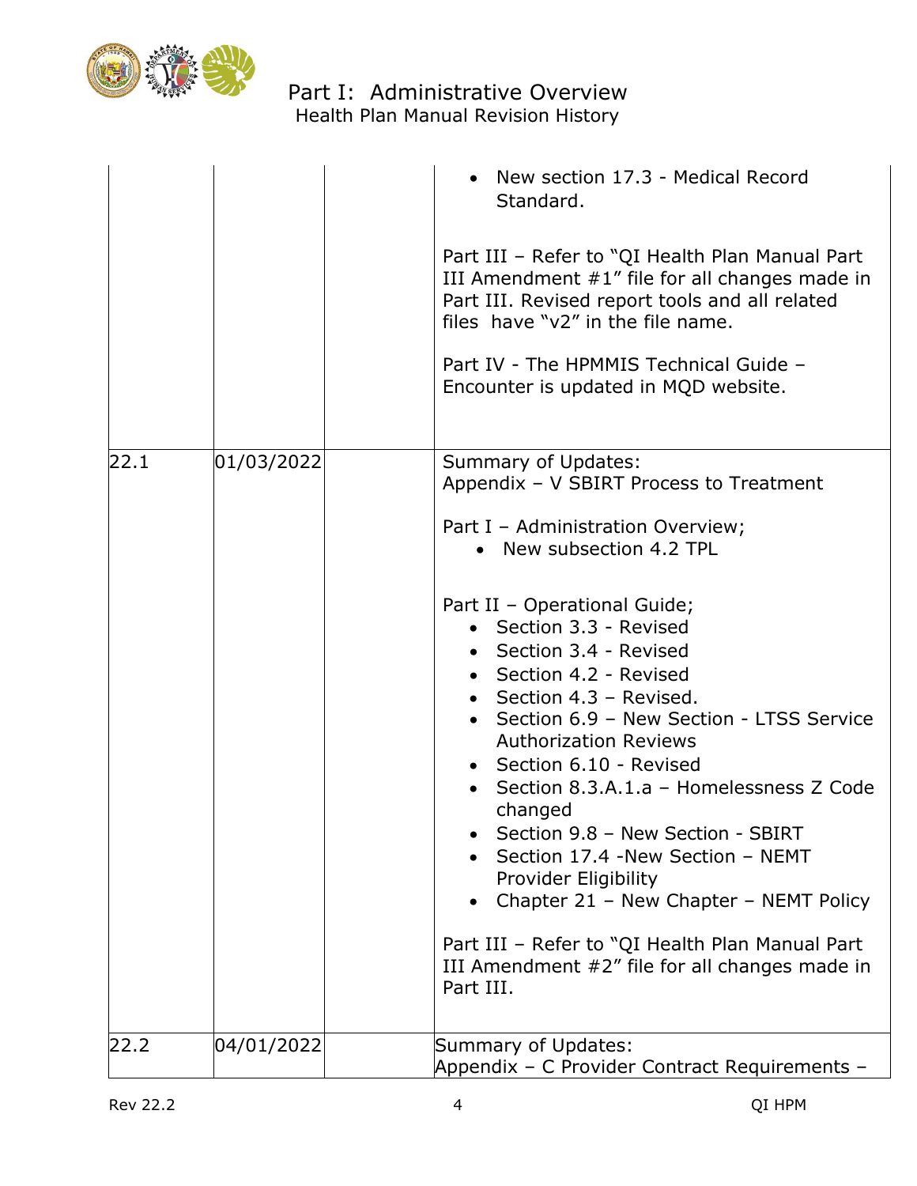| | | | |
|---|---|---|---|
| | | | • New section 17.3 - Medical Record Standard.<br><br>Part III – Refer to "QI Health Plan Manual Part III Amendment #1" file for all changes made in Part III. Revised report tools and all related files have "v2" in the file name.<br><br>Part IV - The HPMMIS Technical Guide – Encounter is updated in MQD website. |
| 22.1 | 01/03/2022 | | Summary of Updates:<br>Appendix – V SBIRT Process to Treatment<br><br>Part I – Administration Overview;<br>• New subsection 4.2 TPL<br><br>Part II – Operational Guide;<br>• Section 3.3 - Revised<br>• Section 3.4 - Revised<br>• Section 4.2 - Revised<br>• Section 4.3 – Revised.<br>• Section 6.9 – New Section - LTSS Service Authorization Reviews<br>• Section 6.10 - Revised<br>• Section 8.3.A.1.a – Homelessness Z Code changed<br>• Section 9.8 – New Section - SBIRT<br>• Section 17.4 -New Section – NEMT Provider Eligibility<br>• Chapter 21 – New Chapter – NEMT Policy<br><br>Part III – Refer to "QI Health Plan Manual Part III Amendment #2" file for all changes made in Part III. |
| 22.2 | 04/01/2022 | | Summary of Updates:<br>Appendix – C Provider Contract Requirements – |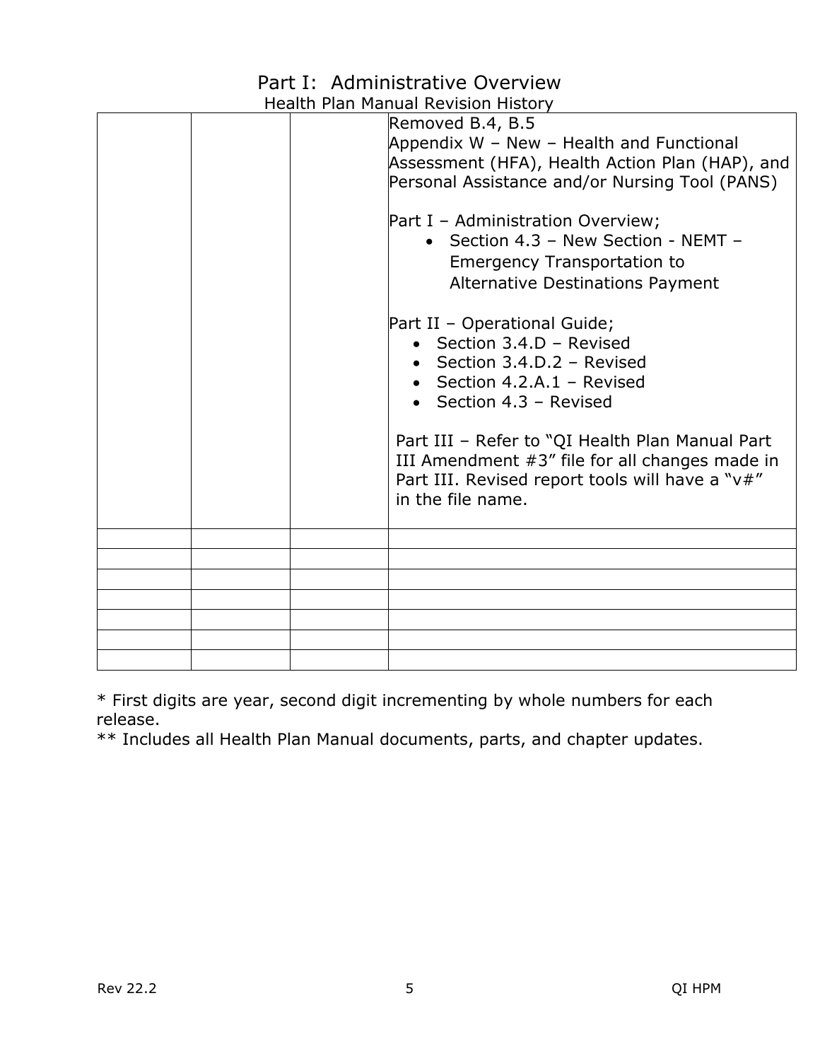# Part I: Administrative Overview

Health Plan Manual Revision History

| | | | |
|---|---|---|---|
| | | | Removed B.4, B.5<br>Appendix W – New – Health and Functional Assessment (HFA), Health Action Plan (HAP), and Personal Assistance and/or Nursing Tool (PANS)<br><br>Part I – Administration Overview;<br>• Section 4.3 – New Section - NEMT – Emergency Transportation to Alternative Destinations Payment<br><br>Part II – Operational Guide;<br>• Section 3.4.D – Revised<br>• Section 3.4.D.2 – Revised<br>• Section 4.2.A.1 – Revised<br>• Section 4.3 – Revised<br><br>Part III – Refer to "QI Health Plan Manual Part III Amendment #3" file for all changes made in Part III. Revised report tools will have a "v#" in the file name. |
| | | | |
| | | | |
| | | | |
| | | | |
| | | | |
| | | | |
| | | | |

* First digits are year, second digit incrementing by whole numbers for each release.
** Includes all Health Plan Manual documents, parts, and chapter updates.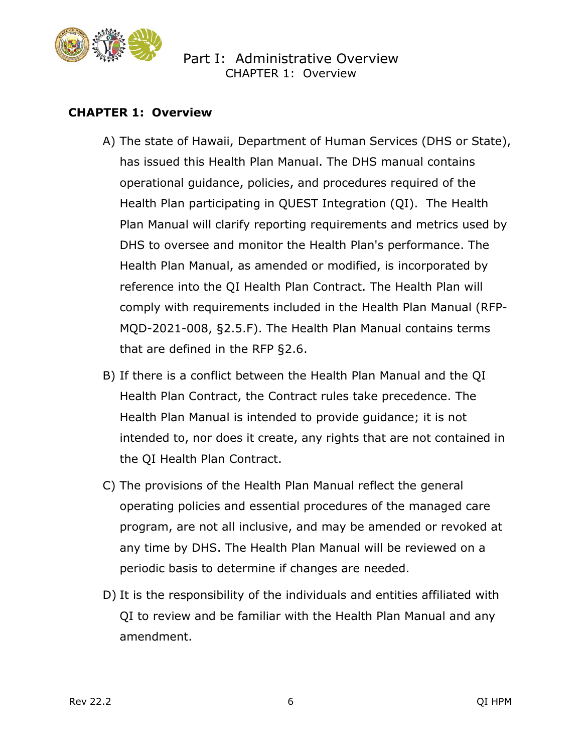## CHAPTER 1: Overview

A) The state of Hawaii, Department of Human Services (DHS or State), has issued this Health Plan Manual. The DHS manual contains operational guidance, policies, and procedures required of the Health Plan participating in QUEST Integration (QI). The Health Plan Manual will clarify reporting requirements and metrics used by DHS to oversee and monitor the Health Plan's performance. The Health Plan Manual, as amended or modified, is incorporated by reference into the QI Health Plan Contract. The Health Plan will comply with requirements included in the Health Plan Manual (RFP-MQD-2021-008, §2.5.F). The Health Plan Manual contains terms that are defined in the RFP §2.6.

B) If there is a conflict between the Health Plan Manual and the QI Health Plan Contract, the Contract rules take precedence. The Health Plan Manual is intended to provide guidance; it is not intended to, nor does it create, any rights that are not contained in the QI Health Plan Contract.

C) The provisions of the Health Plan Manual reflect the general operating policies and essential procedures of the managed care program, are not all inclusive, and may be amended or revoked at any time by DHS. The Health Plan Manual will be reviewed on a periodic basis to determine if changes are needed.

D) It is the responsibility of the individuals and entities affiliated with QI to review and be familiar with the Health Plan Manual and any amendment.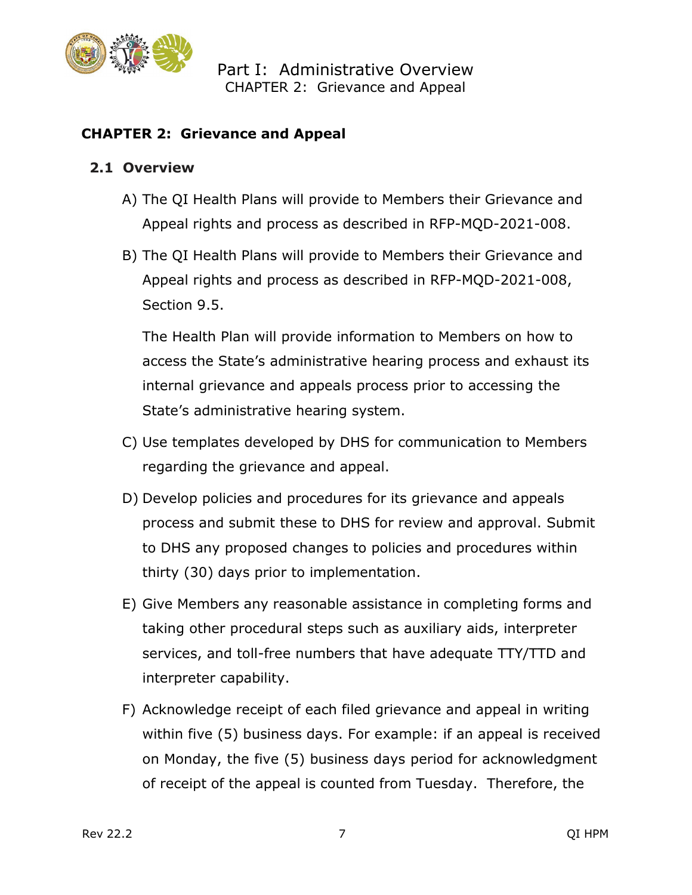# CHAPTER 2: Grievance and Appeal

## 2.1 Overview

A) The QI Health Plans will provide to Members their Grievance and Appeal rights and process as described in RFP-MQD-2021-008.

B) The QI Health Plans will provide to Members their Grievance and Appeal rights and process as described in RFP-MQD-2021-008, Section 9.5.

   The Health Plan will provide information to Members on how to access the State's administrative hearing process and exhaust its internal grievance and appeals process prior to accessing the State's administrative hearing system.

C) Use templates developed by DHS for communication to Members regarding the grievance and appeal.

D) Develop policies and procedures for its grievance and appeals process and submit these to DHS for review and approval. Submit to DHS any proposed changes to policies and procedures within thirty (30) days prior to implementation.

E) Give Members any reasonable assistance in completing forms and taking other procedural steps such as auxiliary aids, interpreter services, and toll-free numbers that have adequate TTY/TTD and interpreter capability.

F) Acknowledge receipt of each filed grievance and appeal in writing within five (5) business days. For example: if an appeal is received on Monday, the five (5) business days period for acknowledgment of receipt of the appeal is counted from Tuesday. Therefore, the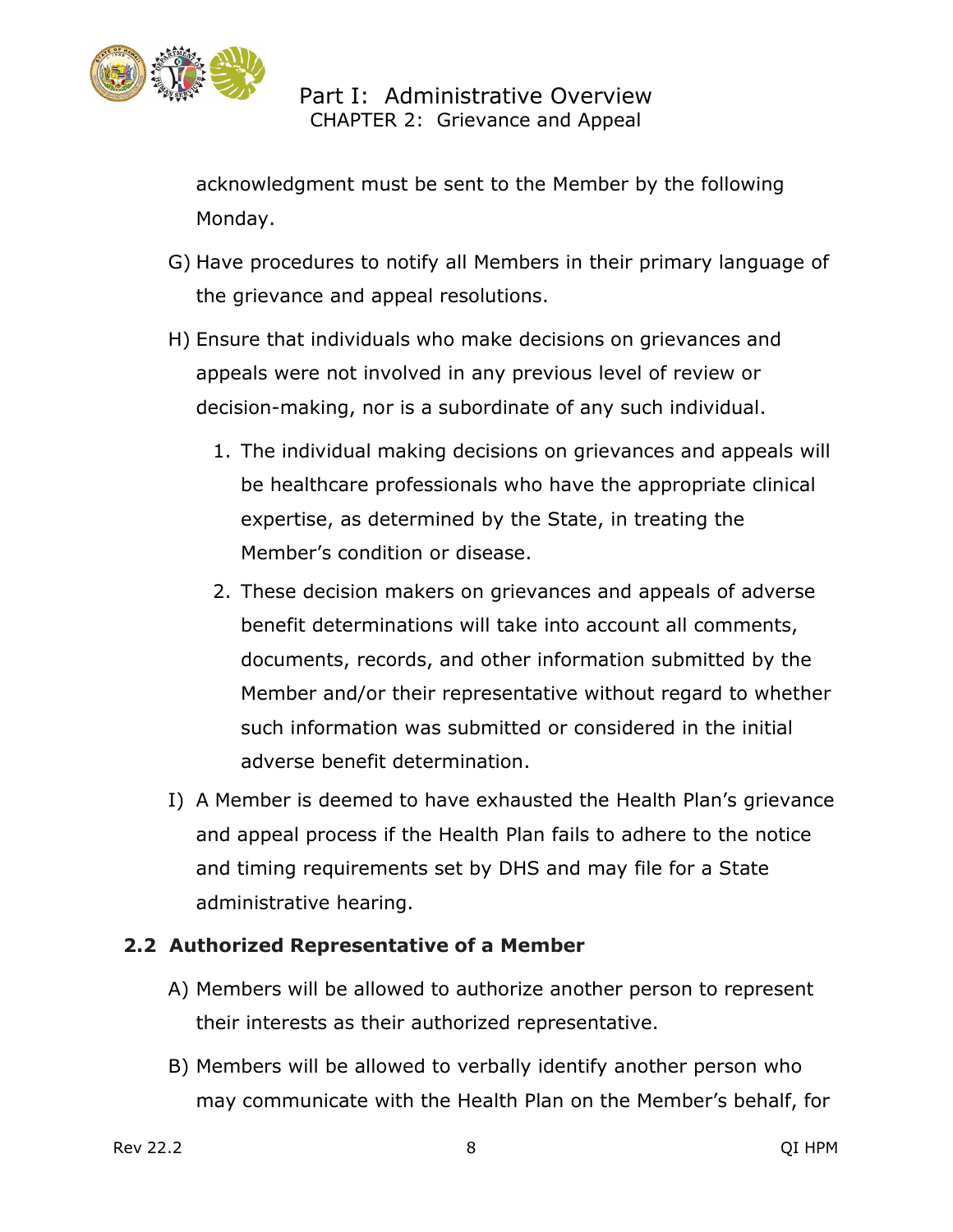acknowledgment must be sent to the Member by the following Monday.

G) Have procedures to notify all Members in their primary language of the grievance and appeal resolutions.

H) Ensure that individuals who make decisions on grievances and appeals were not involved in any previous level of review or decision-making, nor is a subordinate of any such individual.

1. The individual making decisions on grievances and appeals will be healthcare professionals who have the appropriate clinical expertise, as determined by the State, in treating the Member's condition or disease.
2. These decision makers on grievances and appeals of adverse benefit determinations will take into account all comments, documents, records, and other information submitted by the Member and/or their representative without regard to whether such information was submitted or considered in the initial adverse benefit determination.

I) A Member is deemed to have exhausted the Health Plan's grievance and appeal process if the Health Plan fails to adhere to the notice and timing requirements set by DHS and may file for a State administrative hearing.

## 2.2 Authorized Representative of a Member

A) Members will be allowed to authorize another person to represent their interests as their authorized representative.

B) Members will be allowed to verbally identify another person who may communicate with the Health Plan on the Member's behalf, for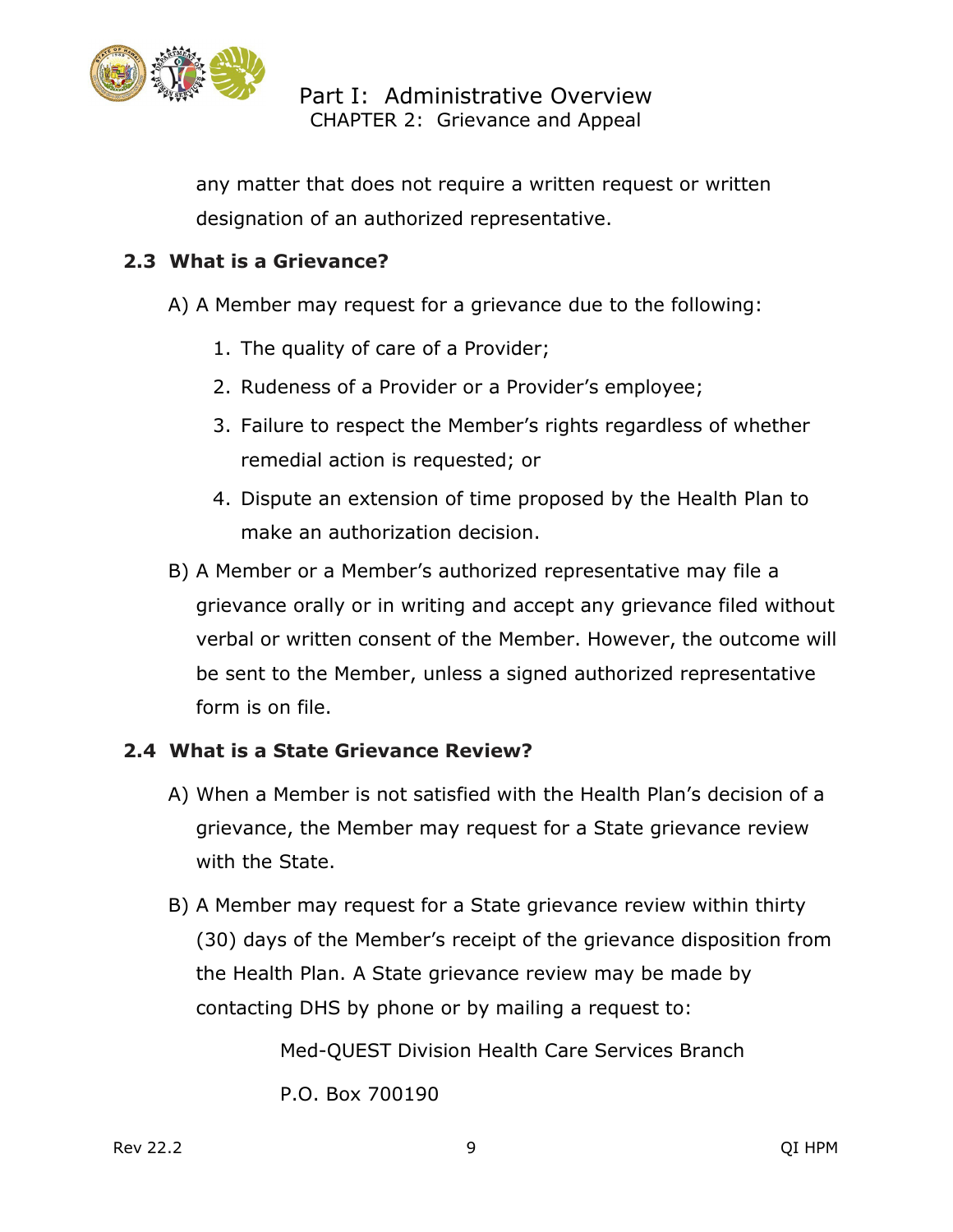any matter that does not require a written request or written designation of an authorized representative.

## 2.3 What is a Grievance?

A) A Member may request for a grievance due to the following:

1. The quality of care of a Provider;
2. Rudeness of a Provider or a Provider's employee;
3. Failure to respect the Member's rights regardless of whether remedial action is requested; or
4. Dispute an extension of time proposed by the Health Plan to make an authorization decision.

B) A Member or a Member's authorized representative may file a grievance orally or in writing and accept any grievance filed without verbal or written consent of the Member. However, the outcome will be sent to the Member, unless a signed authorized representative form is on file.

## 2.4 What is a State Grievance Review?

A) When a Member is not satisfied with the Health Plan's decision of a grievance, the Member may request for a State grievance review with the State.

B) A Member may request for a State grievance review within thirty (30) days of the Member's receipt of the grievance disposition from the Health Plan. A State grievance review may be made by contacting DHS by phone or by mailing a request to:

Med-QUEST Division Health Care Services Branch

P.O. Box 700190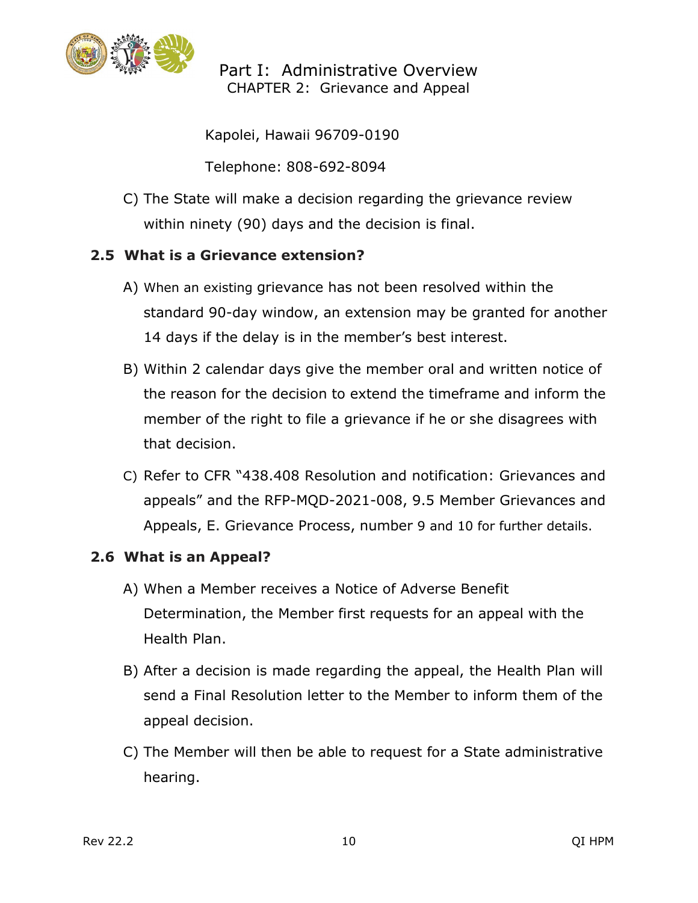Kapolei, Hawaii 96709-0190

Telephone: 808-692-8094

C) The State will make a decision regarding the grievance review within ninety (90) days and the decision is final.

## 2.5 What is a Grievance extension?

A) When an existing grievance has not been resolved within the standard 90-day window, an extension may be granted for another 14 days if the delay is in the member's best interest.

B) Within 2 calendar days give the member oral and written notice of the reason for the decision to extend the timeframe and inform the member of the right to file a grievance if he or she disagrees with that decision.

C) Refer to CFR "438.408 Resolution and notification: Grievances and appeals" and the RFP-MQD-2021-008, 9.5 Member Grievances and Appeals, E. Grievance Process, number 9 and 10 for further details.

## 2.6 What is an Appeal?

A) When a Member receives a Notice of Adverse Benefit Determination, the Member first requests for an appeal with the Health Plan.

B) After a decision is made regarding the appeal, the Health Plan will send a Final Resolution letter to the Member to inform them of the appeal decision.

C) The Member will then be able to request for a State administrative hearing.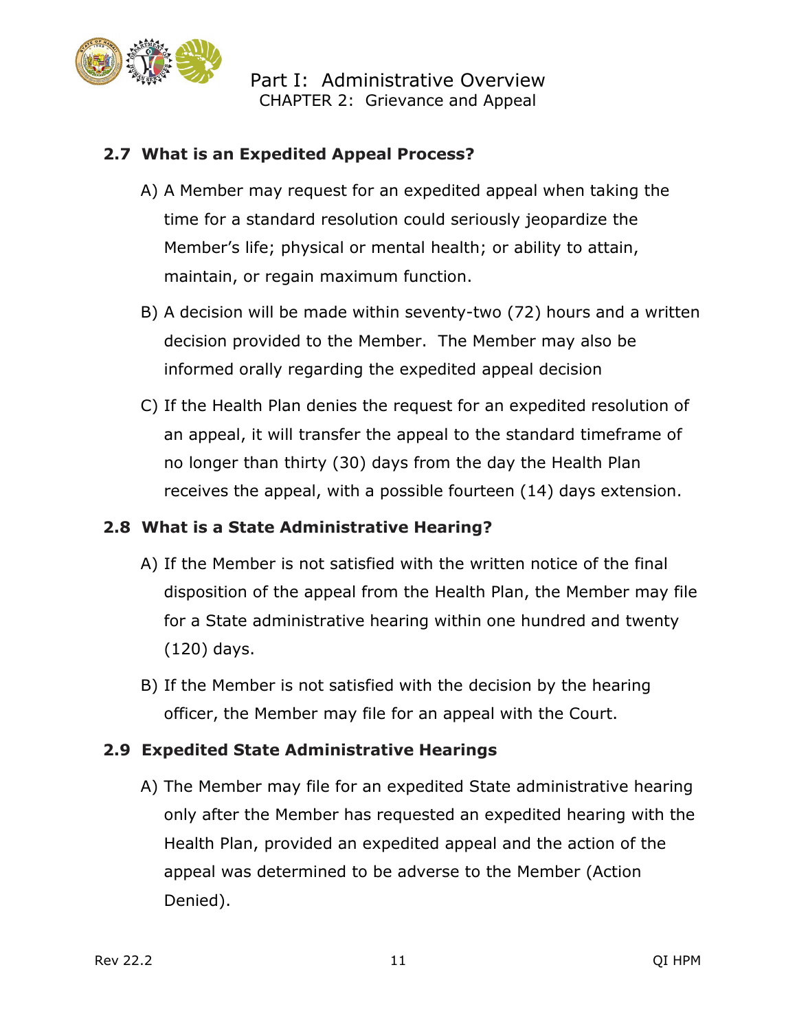## 2.7 What is an Expedited Appeal Process?

A) A Member may request for an expedited appeal when taking the time for a standard resolution could seriously jeopardize the Member's life; physical or mental health; or ability to attain, maintain, or regain maximum function.

B) A decision will be made within seventy-two (72) hours and a written decision provided to the Member. The Member may also be informed orally regarding the expedited appeal decision

C) If the Health Plan denies the request for an expedited resolution of an appeal, it will transfer the appeal to the standard timeframe of no longer than thirty (30) days from the day the Health Plan receives the appeal, with a possible fourteen (14) days extension.

## 2.8 What is a State Administrative Hearing?

A) If the Member is not satisfied with the written notice of the final disposition of the appeal from the Health Plan, the Member may file for a State administrative hearing within one hundred and twenty (120) days.

B) If the Member is not satisfied with the decision by the hearing officer, the Member may file for an appeal with the Court.

## 2.9 Expedited State Administrative Hearings

A) The Member may file for an expedited State administrative hearing only after the Member has requested an expedited hearing with the Health Plan, provided an expedited appeal and the action of the appeal was determined to be adverse to the Member (Action Denied).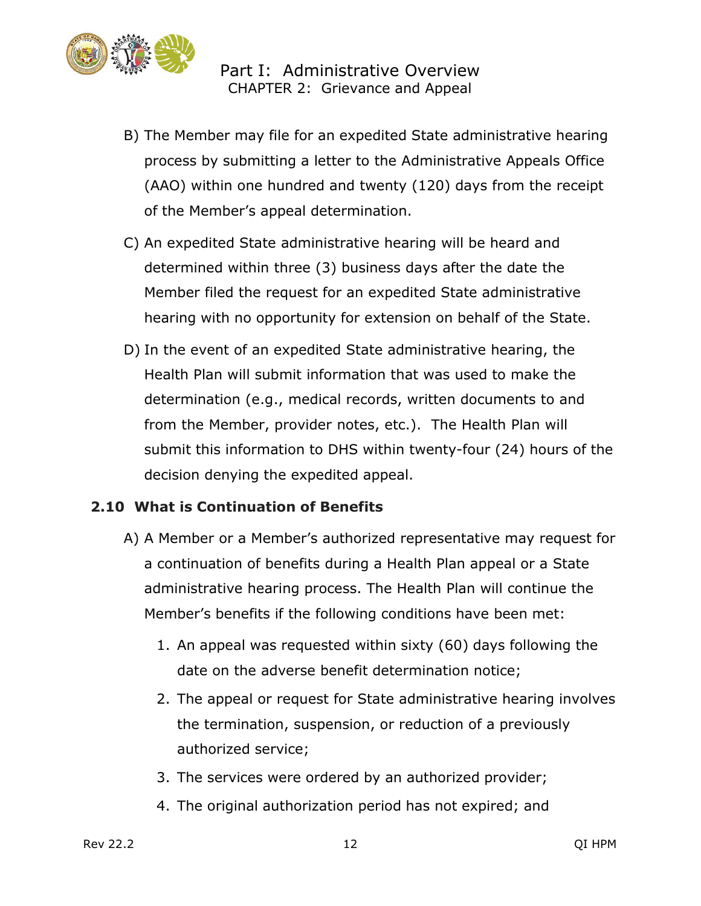B) The Member may file for an expedited State administrative hearing process by submitting a letter to the Administrative Appeals Office (AAO) within one hundred and twenty (120) days from the receipt of the Member's appeal determination.

C) An expedited State administrative hearing will be heard and determined within three (3) business days after the date the Member filed the request for an expedited State administrative hearing with no opportunity for extension on behalf of the State.

D) In the event of an expedited State administrative hearing, the Health Plan will submit information that was used to make the determination (e.g., medical records, written documents to and from the Member, provider notes, etc.). The Health Plan will submit this information to DHS within twenty-four (24) hours of the decision denying the expedited appeal.

### 2.10 What is Continuation of Benefits

A) A Member or a Member's authorized representative may request for a continuation of benefits during a Health Plan appeal or a State administrative hearing process. The Health Plan will continue the Member's benefits if the following conditions have been met:

1. An appeal was requested within sixty (60) days following the date on the adverse benefit determination notice;
2. The appeal or request for State administrative hearing involves the termination, suspension, or reduction of a previously authorized service;
3. The services were ordered by an authorized provider;
4. The original authorization period has not expired; and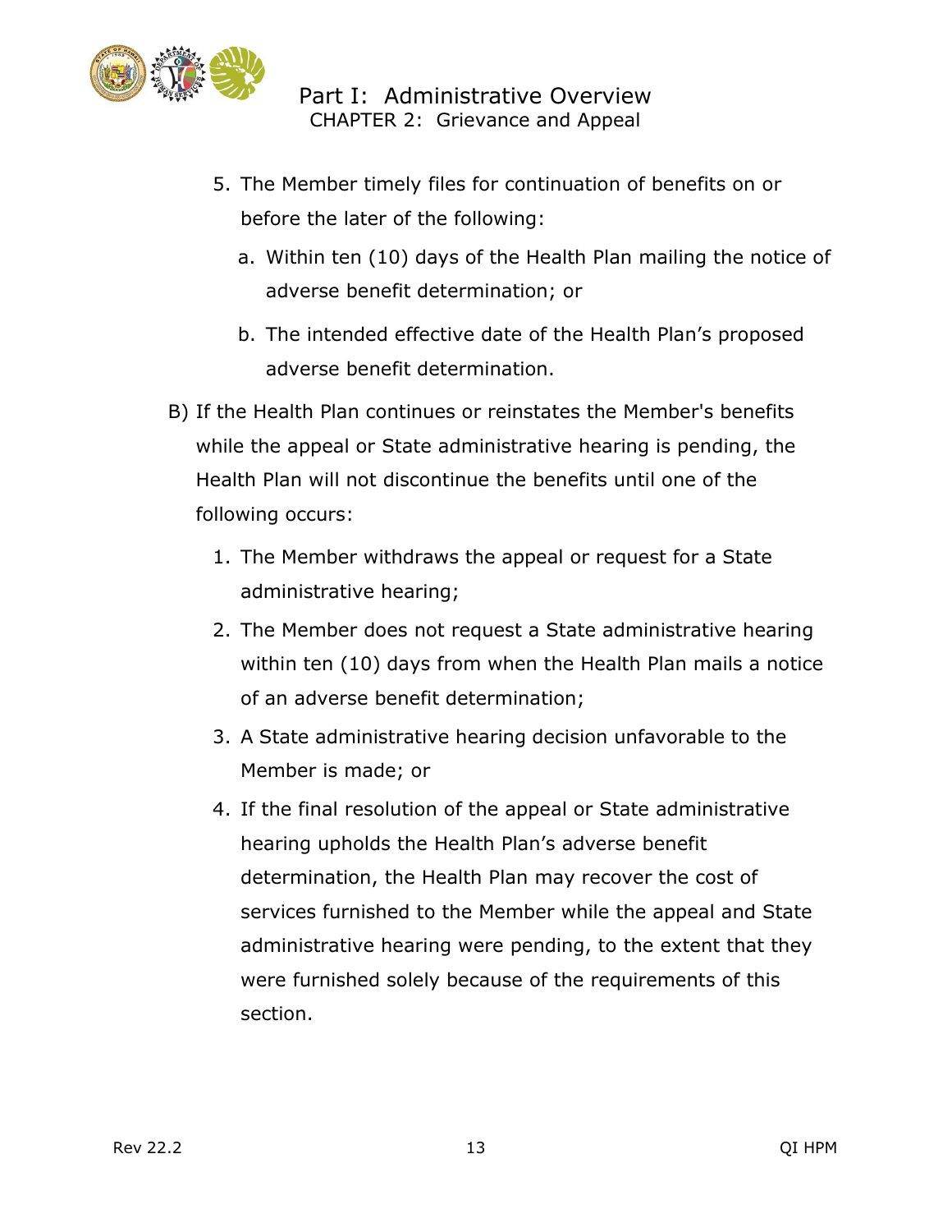5. The Member timely files for continuation of benefits on or before the later of the following:
    a. Within ten (10) days of the Health Plan mailing the notice of adverse benefit determination; or
    b. The intended effective date of the Health Plan's proposed adverse benefit determination.

B) If the Health Plan continues or reinstates the Member's benefits while the appeal or State administrative hearing is pending, the Health Plan will not discontinue the benefits until one of the following occurs:

1. The Member withdraws the appeal or request for a State administrative hearing;
2. The Member does not request a State administrative hearing within ten (10) days from when the Health Plan mails a notice of an adverse benefit determination;
3. A State administrative hearing decision unfavorable to the Member is made; or
4. If the final resolution of the appeal or State administrative hearing upholds the Health Plan's adverse benefit determination, the Health Plan may recover the cost of services furnished to the Member while the appeal and State administrative hearing were pending, to the extent that they were furnished solely because of the requirements of this section.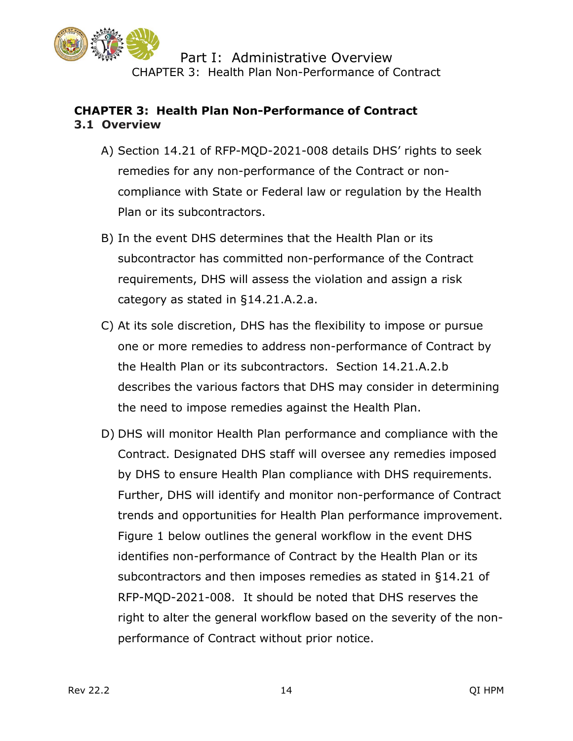## CHAPTER 3: Health Plan Non-Performance of Contract

### 3.1 Overview

A) Section 14.21 of RFP-MQD-2021-008 details DHS' rights to seek remedies for any non-performance of the Contract or non-compliance with State or Federal law or regulation by the Health Plan or its subcontractors.

B) In the event DHS determines that the Health Plan or its subcontractor has committed non-performance of the Contract requirements, DHS will assess the violation and assign a risk category as stated in §14.21.A.2.a.

C) At its sole discretion, DHS has the flexibility to impose or pursue one or more remedies to address non-performance of Contract by the Health Plan or its subcontractors. Section 14.21.A.2.b describes the various factors that DHS may consider in determining the need to impose remedies against the Health Plan.

D) DHS will monitor Health Plan performance and compliance with the Contract. Designated DHS staff will oversee any remedies imposed by DHS to ensure Health Plan compliance with DHS requirements. Further, DHS will identify and monitor non-performance of Contract trends and opportunities for Health Plan performance improvement. Figure 1 below outlines the general workflow in the event DHS identifies non-performance of Contract by the Health Plan or its subcontractors and then imposes remedies as stated in §14.21 of RFP-MQD-2021-008. It should be noted that DHS reserves the right to alter the general workflow based on the severity of the non-performance of Contract without prior notice.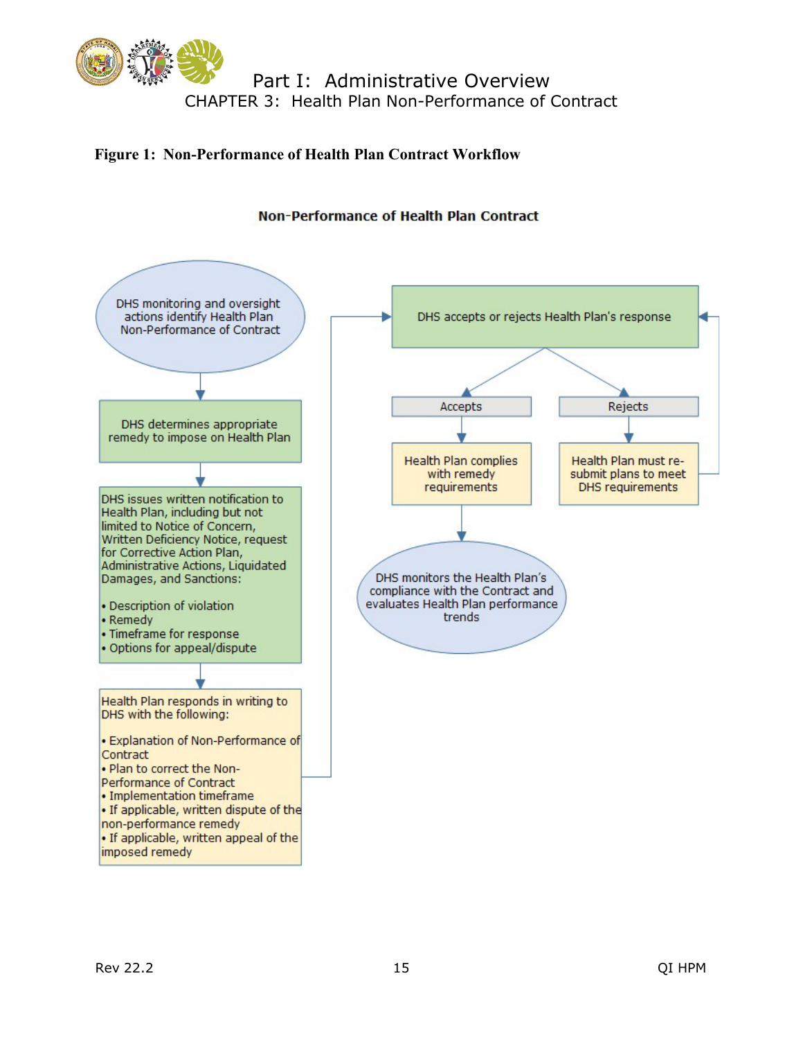**Figure 1: Non-Performance of Health Plan Contract Workflow**

**Non-Performance of Health Plan Contract**

DHS monitoring and oversight actions identify Health Plan Non-Performance of Contract

DHS determines appropriate remedy to impose on Health Plan

DHS issues written notification to Health Plan, including but not limited to Notice of Concern, Written Deficiency Notice, request for Corrective Action Plan, Administrative Actions, Liquidated Damages, and Sanctions:

- Description of violation
- Remedy
- Timeframe for response
- Options for appeal/dispute

Health Plan responds in writing to DHS with the following:

- Explanation of Non-Performance of Contract
- Plan to correct the Non-Performance of Contract
- Implementation timeframe
- If applicable, written dispute of the non-performance remedy
- If applicable, written appeal of the imposed remedy

DHS accepts or rejects Health Plan's response

Accepts

Health Plan complies with remedy requirements

DHS monitors the Health Plan's compliance with the Contract and evaluates Health Plan performance trends

Rejects

Health Plan must re-submit plans to meet DHS requirements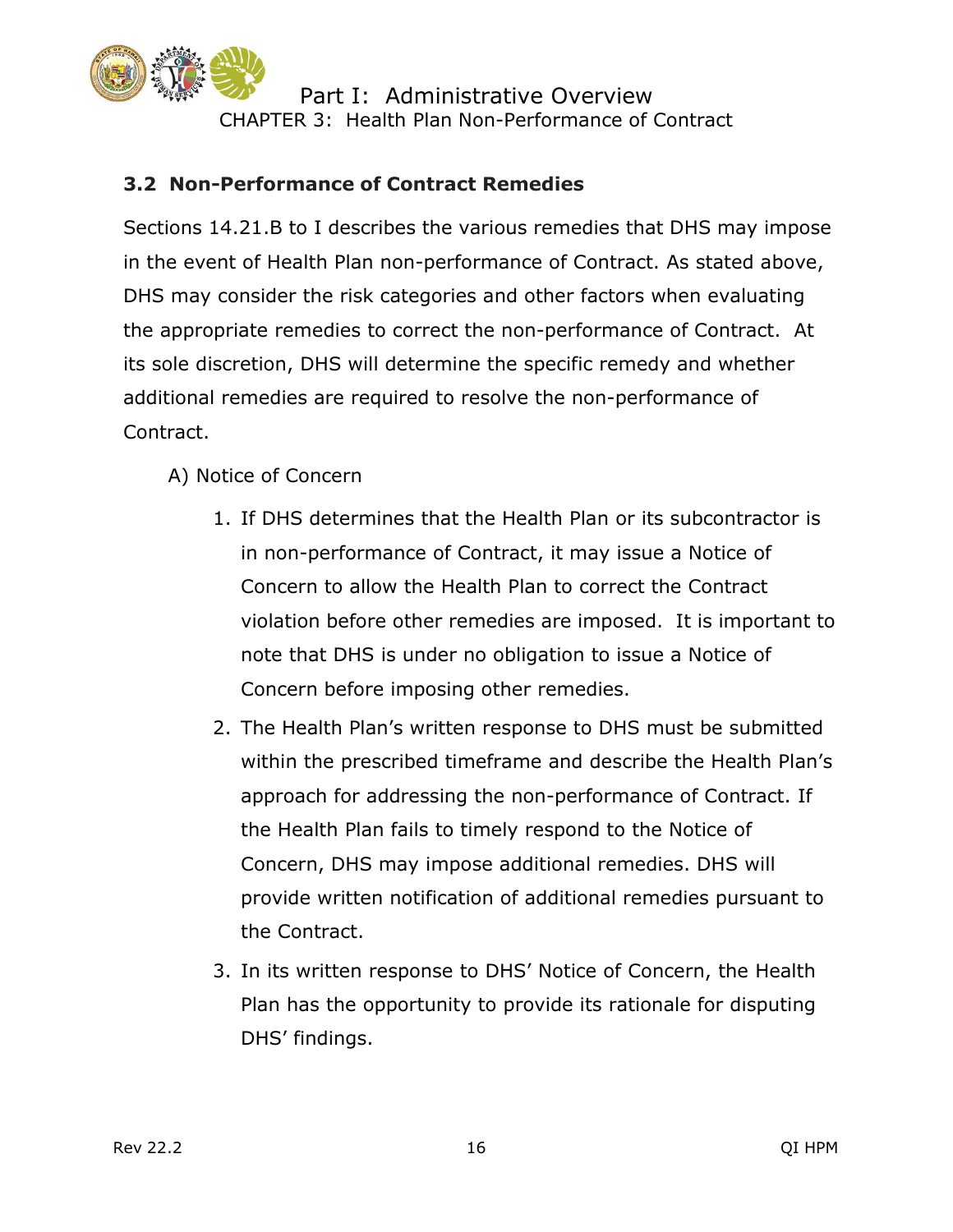## 3.2 Non-Performance of Contract Remedies

Sections 14.21.B to I describes the various remedies that DHS may impose in the event of Health Plan non-performance of Contract. As stated above, DHS may consider the risk categories and other factors when evaluating the appropriate remedies to correct the non-performance of Contract. At its sole discretion, DHS will determine the specific remedy and whether additional remedies are required to resolve the non-performance of Contract.

A) Notice of Concern

1. If DHS determines that the Health Plan or its subcontractor is in non-performance of Contract, it may issue a Notice of Concern to allow the Health Plan to correct the Contract violation before other remedies are imposed. It is important to note that DHS is under no obligation to issue a Notice of Concern before imposing other remedies.
2. The Health Plan's written response to DHS must be submitted within the prescribed timeframe and describe the Health Plan's approach for addressing the non-performance of Contract. If the Health Plan fails to timely respond to the Notice of Concern, DHS may impose additional remedies. DHS will provide written notification of additional remedies pursuant to the Contract.
3. In its written response to DHS' Notice of Concern, the Health Plan has the opportunity to provide its rationale for disputing DHS' findings.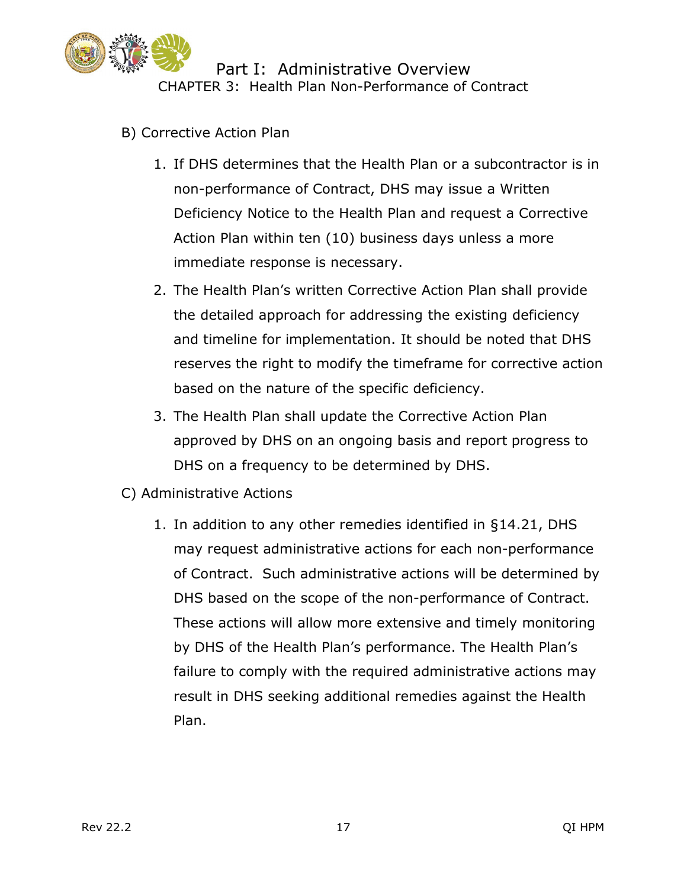B) Corrective Action Plan

1. If DHS determines that the Health Plan or a subcontractor is in non-performance of Contract, DHS may issue a Written Deficiency Notice to the Health Plan and request a Corrective Action Plan within ten (10) business days unless a more immediate response is necessary.
2. The Health Plan's written Corrective Action Plan shall provide the detailed approach for addressing the existing deficiency and timeline for implementation. It should be noted that DHS reserves the right to modify the timeframe for corrective action based on the nature of the specific deficiency.
3. The Health Plan shall update the Corrective Action Plan approved by DHS on an ongoing basis and report progress to DHS on a frequency to be determined by DHS.

C) Administrative Actions

1. In addition to any other remedies identified in §14.21, DHS may request administrative actions for each non-performance of Contract. Such administrative actions will be determined by DHS based on the scope of the non-performance of Contract. These actions will allow more extensive and timely monitoring by DHS of the Health Plan's performance. The Health Plan's failure to comply with the required administrative actions may result in DHS seeking additional remedies against the Health Plan.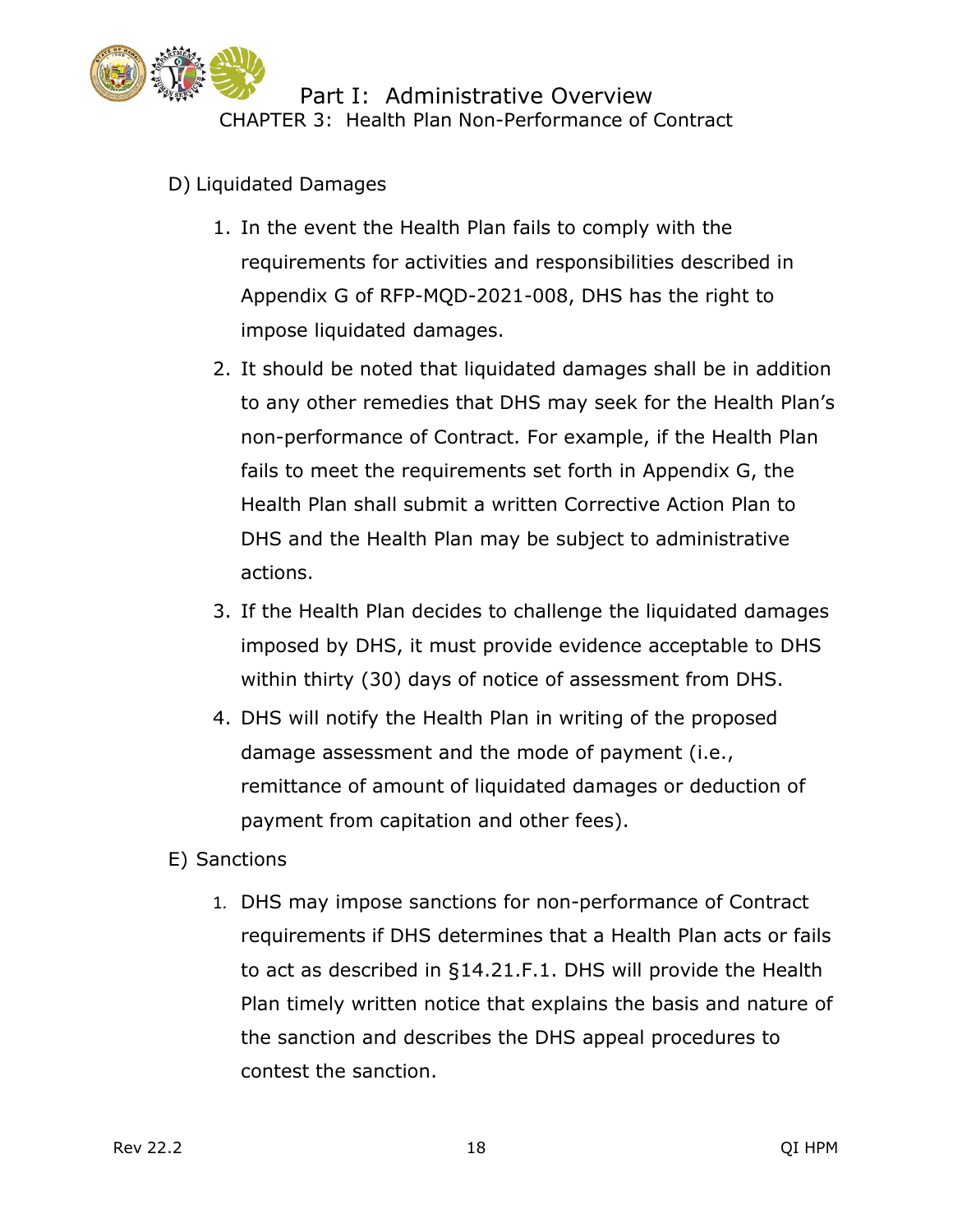D) Liquidated Damages

1. In the event the Health Plan fails to comply with the requirements for activities and responsibilities described in Appendix G of RFP-MQD-2021-008, DHS has the right to impose liquidated damages.
2. It should be noted that liquidated damages shall be in addition to any other remedies that DHS may seek for the Health Plan's non-performance of Contract. For example, if the Health Plan fails to meet the requirements set forth in Appendix G, the Health Plan shall submit a written Corrective Action Plan to DHS and the Health Plan may be subject to administrative actions.
3. If the Health Plan decides to challenge the liquidated damages imposed by DHS, it must provide evidence acceptable to DHS within thirty (30) days of notice of assessment from DHS.
4. DHS will notify the Health Plan in writing of the proposed damage assessment and the mode of payment (i.e., remittance of amount of liquidated damages or deduction of payment from capitation and other fees).

E) Sanctions

1. DHS may impose sanctions for non-performance of Contract requirements if DHS determines that a Health Plan acts or fails to act as described in §14.21.F.1. DHS will provide the Health Plan timely written notice that explains the basis and nature of the sanction and describes the DHS appeal procedures to contest the sanction.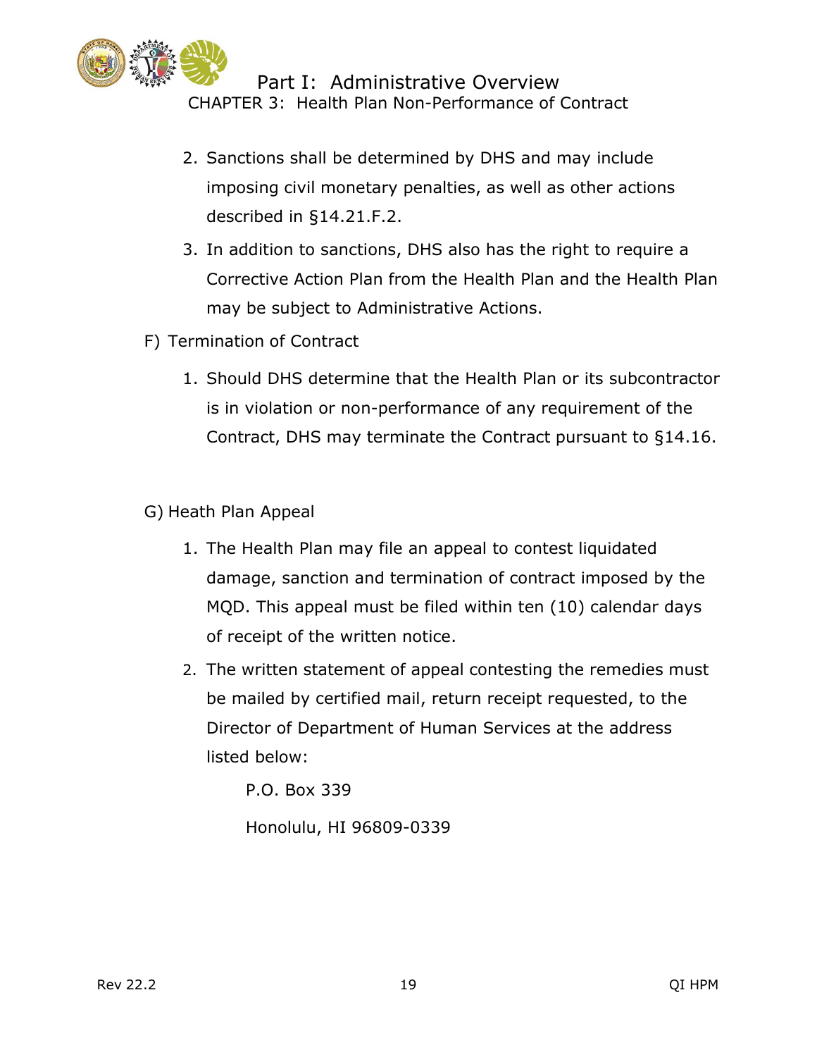2. Sanctions shall be determined by DHS and may include imposing civil monetary penalties, as well as other actions described in §14.21.F.2.

3. In addition to sanctions, DHS also has the right to require a Corrective Action Plan from the Health Plan and the Health Plan may be subject to Administrative Actions.

F) Termination of Contract

1. Should DHS determine that the Health Plan or its subcontractor is in violation or non-performance of any requirement of the Contract, DHS may terminate the Contract pursuant to §14.16.

G) Heath Plan Appeal

1. The Health Plan may file an appeal to contest liquidated damage, sanction and termination of contract imposed by the MQD. This appeal must be filed within ten (10) calendar days of receipt of the written notice.

2. The written statement of appeal contesting the remedies must be mailed by certified mail, return receipt requested, to the Director of Department of Human Services at the address listed below:

   P.O. Box 339

   Honolulu, HI 96809-0339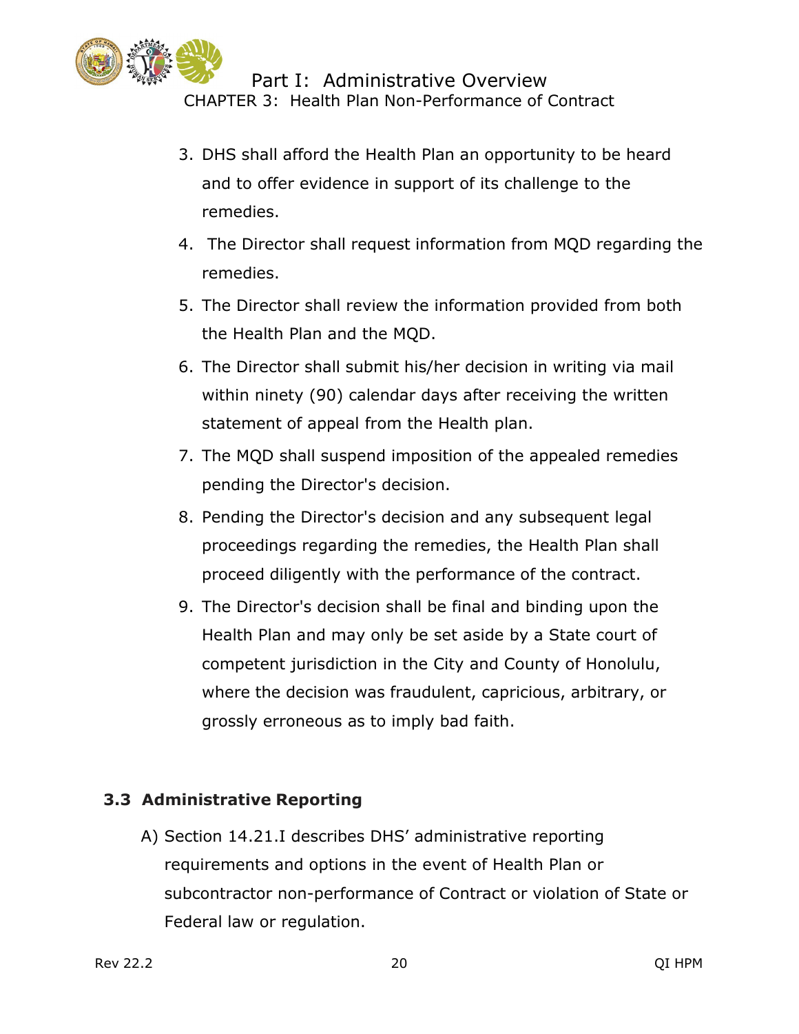3. DHS shall afford the Health Plan an opportunity to be heard and to offer evidence in support of its challenge to the remedies.
4. The Director shall request information from MQD regarding the remedies.
5. The Director shall review the information provided from both the Health Plan and the MQD.
6. The Director shall submit his/her decision in writing via mail within ninety (90) calendar days after receiving the written statement of appeal from the Health plan.
7. The MQD shall suspend imposition of the appealed remedies pending the Director's decision.
8. Pending the Director's decision and any subsequent legal proceedings regarding the remedies, the Health Plan shall proceed diligently with the performance of the contract.
9. The Director's decision shall be final and binding upon the Health Plan and may only be set aside by a State court of competent jurisdiction in the City and County of Honolulu, where the decision was fraudulent, capricious, arbitrary, or grossly erroneous as to imply bad faith.

### 3.3 Administrative Reporting

A) Section 14.21.I describes DHS' administrative reporting requirements and options in the event of Health Plan or subcontractor non-performance of Contract or violation of State or Federal law or regulation.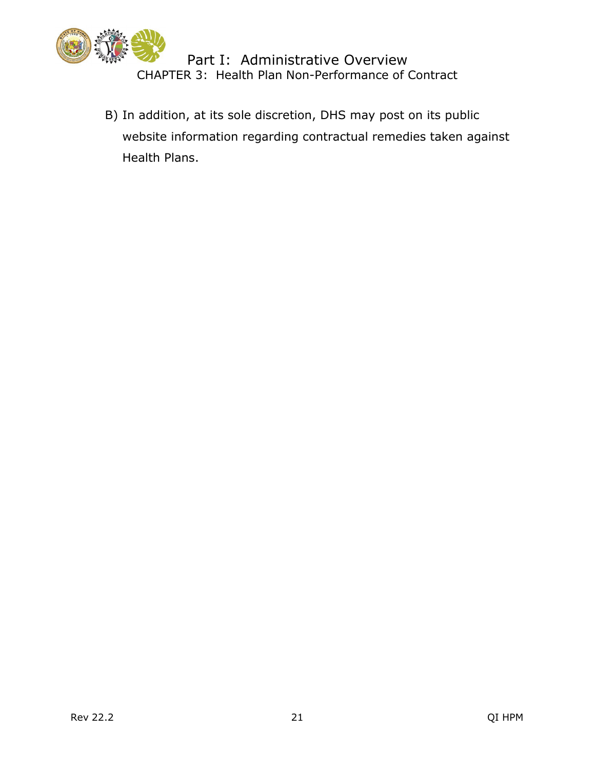B) In addition, at its sole discretion, DHS may post on its public website information regarding contractual remedies taken against Health Plans.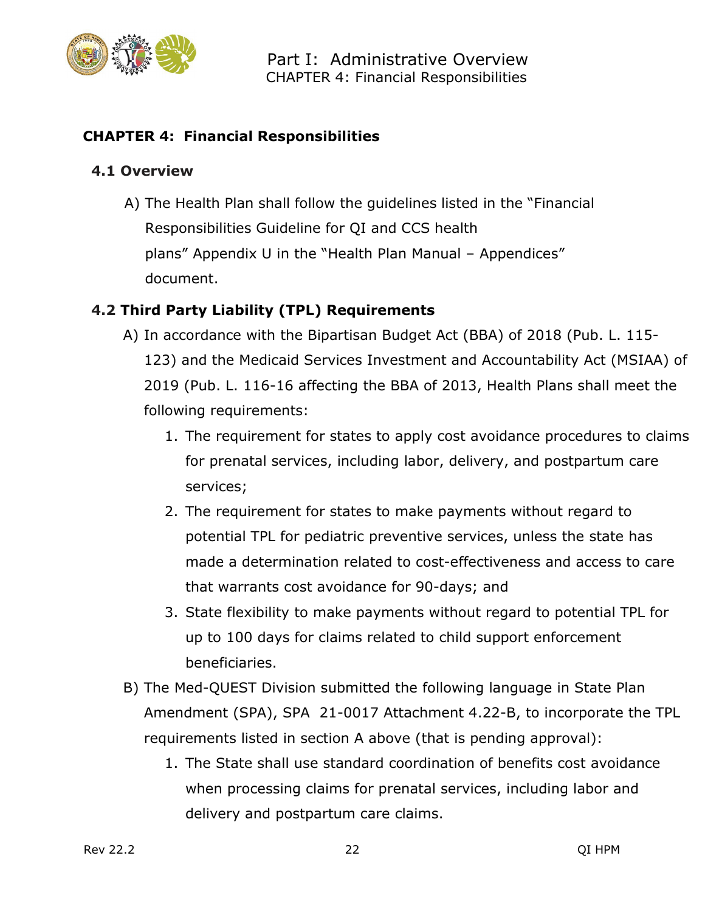# CHAPTER 4: Financial Responsibilities

## 4.1 Overview

A) The Health Plan shall follow the guidelines listed in the "Financial Responsibilities Guideline for QI and CCS health plans" Appendix U in the "Health Plan Manual – Appendices" document.

## 4.2 Third Party Liability (TPL) Requirements

A) In accordance with the Bipartisan Budget Act (BBA) of 2018 (Pub. L. 115-123) and the Medicaid Services Investment and Accountability Act (MSIAA) of 2019 (Pub. L. 116-16 affecting the BBA of 2013, Health Plans shall meet the following requirements:

1. The requirement for states to apply cost avoidance procedures to claims for prenatal services, including labor, delivery, and postpartum care services;
2. The requirement for states to make payments without regard to potential TPL for pediatric preventive services, unless the state has made a determination related to cost-effectiveness and access to care that warrants cost avoidance for 90-days; and
3. State flexibility to make payments without regard to potential TPL for up to 100 days for claims related to child support enforcement beneficiaries.

B) The Med-QUEST Division submitted the following language in State Plan Amendment (SPA), SPA 21-0017 Attachment 4.22-B, to incorporate the TPL requirements listed in section A above (that is pending approval):

1. The State shall use standard coordination of benefits cost avoidance when processing claims for prenatal services, including labor and delivery and postpartum care claims.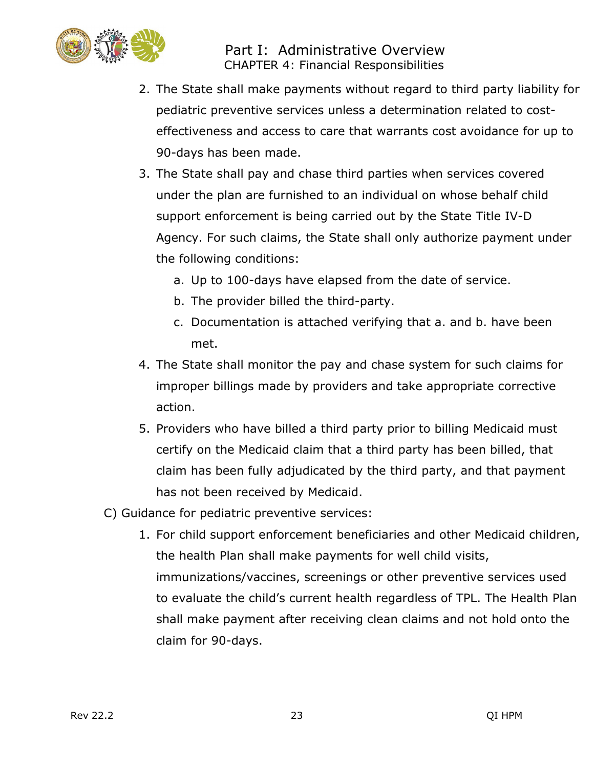2. The State shall make payments without regard to third party liability for pediatric preventive services unless a determination related to cost-effectiveness and access to care that warrants cost avoidance for up to 90-days has been made.
3. The State shall pay and chase third parties when services covered under the plan are furnished to an individual on whose behalf child support enforcement is being carried out by the State Title IV-D Agency. For such claims, the State shall only authorize payment under the following conditions:
   a. Up to 100-days have elapsed from the date of service.
   b. The provider billed the third-party.
   c. Documentation is attached verifying that a. and b. have been met.
4. The State shall monitor the pay and chase system for such claims for improper billings made by providers and take appropriate corrective action.
5. Providers who have billed a third party prior to billing Medicaid must certify on the Medicaid claim that a third party has been billed, that claim has been fully adjudicated by the third party, and that payment has not been received by Medicaid.

C) Guidance for pediatric preventive services:

1. For child support enforcement beneficiaries and other Medicaid children, the health Plan shall make payments for well child visits, immunizations/vaccines, screenings or other preventive services used to evaluate the child's current health regardless of TPL. The Health Plan shall make payment after receiving clean claims and not hold onto the claim for 90-days.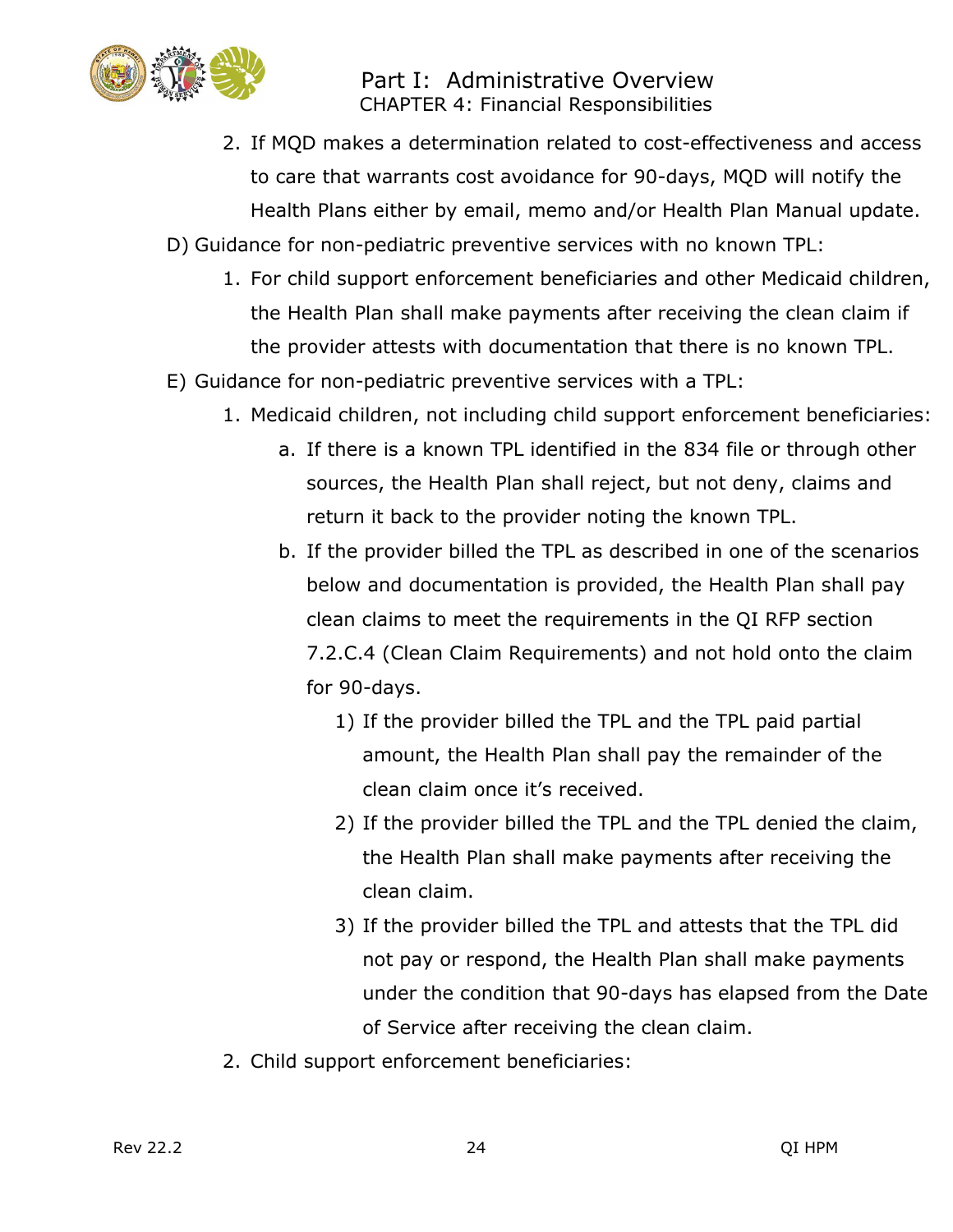2. If MQD makes a determination related to cost-effectiveness and access to care that warrants cost avoidance for 90-days, MQD will notify the Health Plans either by email, memo and/or Health Plan Manual update.

D) Guidance for non-pediatric preventive services with no known TPL:

1. For child support enforcement beneficiaries and other Medicaid children, the Health Plan shall make payments after receiving the clean claim if the provider attests with documentation that there is no known TPL.

E) Guidance for non-pediatric preventive services with a TPL:

1. Medicaid children, not including child support enforcement beneficiaries:
   a. If there is a known TPL identified in the 834 file or through other sources, the Health Plan shall reject, but not deny, claims and return it back to the provider noting the known TPL.
   b. If the provider billed the TPL as described in one of the scenarios below and documentation is provided, the Health Plan shall pay clean claims to meet the requirements in the QI RFP section 7.2.C.4 (Clean Claim Requirements) and not hold onto the claim for 90-days.
      1) If the provider billed the TPL and the TPL paid partial amount, the Health Plan shall pay the remainder of the clean claim once it's received.
      2) If the provider billed the TPL and the TPL denied the claim, the Health Plan shall make payments after receiving the clean claim.
      3) If the provider billed the TPL and attests that the TPL did not pay or respond, the Health Plan shall make payments under the condition that 90-days has elapsed from the Date of Service after receiving the clean claim.
2. Child support enforcement beneficiaries: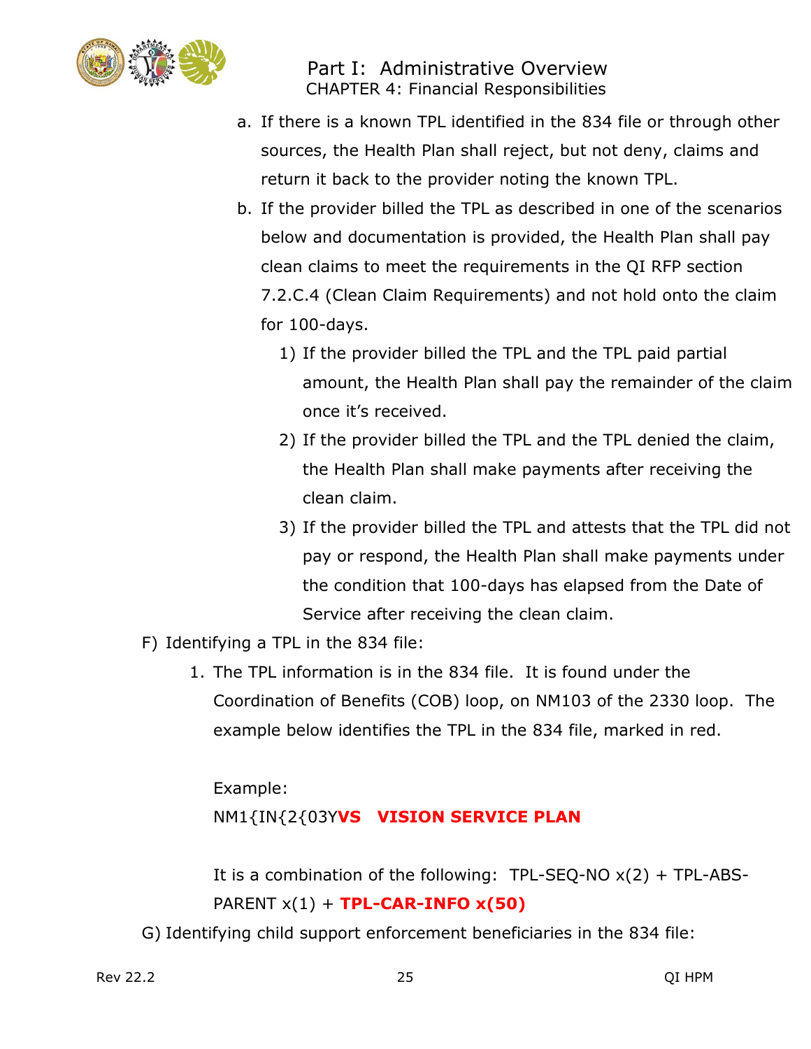a. If there is a known TPL identified in the 834 file or through other sources, the Health Plan shall reject, but not deny, claims and return it back to the provider noting the known TPL.
b. If the provider billed the TPL as described in one of the scenarios below and documentation is provided, the Health Plan shall pay clean claims to meet the requirements in the QI RFP section 7.2.C.4 (Clean Claim Requirements) and not hold onto the claim for 100-days.
   1) If the provider billed the TPL and the TPL paid partial amount, the Health Plan shall pay the remainder of the claim once it's received.
   2) If the provider billed the TPL and the TPL denied the claim, the Health Plan shall make payments after receiving the clean claim.
   3) If the provider billed the TPL and attests that the TPL did not pay or respond, the Health Plan shall make payments under the condition that 100-days has elapsed from the Date of Service after receiving the clean claim.

F) Identifying a TPL in the 834 file:

1. The TPL information is in the 834 file. It is found under the Coordination of Benefits (COB) loop, on NM103 of the 2330 loop. The example below identifies the TPL in the 834 file, marked in red.

   Example:
   NM1{IN{2{03Y**VS VISION SERVICE PLAN**

   It is a combination of the following: TPL-SEQ-NO x(2) + TPL-ABS-PARENT x(1) + **TPL-CAR-INFO x(50)**

G) Identifying child support enforcement beneficiaries in the 834 file: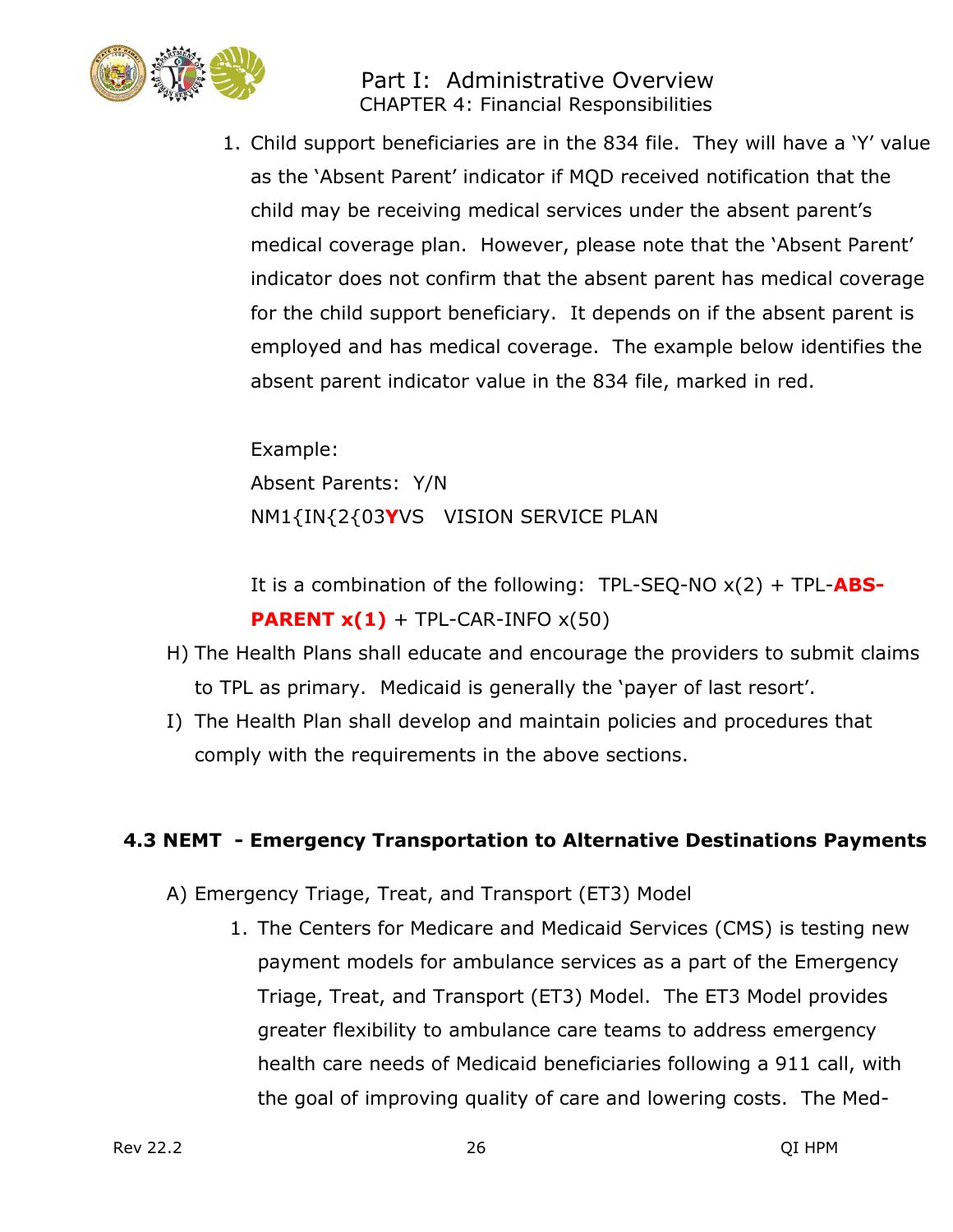1. Child support beneficiaries are in the 834 file. They will have a 'Y' value as the 'Absent Parent' indicator if MQD received notification that the child may be receiving medical services under the absent parent's medical coverage plan. However, please note that the 'Absent Parent' indicator does not confirm that the absent parent has medical coverage for the child support beneficiary. It depends on if the absent parent is employed and has medical coverage. The example below identifies the absent parent indicator value in the 834 file, marked in red.

   Example:
   Absent Parents: Y/N
   NM1{IN{2{03**Y**VS VISION SERVICE PLAN

   It is a combination of the following: TPL-SEQ-NO x(2) + TPL-**ABS-PARENT x(1)** + TPL-CAR-INFO x(50)

H) The Health Plans shall educate and encourage the providers to submit claims to TPL as primary. Medicaid is generally the 'payer of last resort'.

I) The Health Plan shall develop and maintain policies and procedures that comply with the requirements in the above sections.

## 4.3 NEMT - Emergency Transportation to Alternative Destinations Payments

A) Emergency Triage, Treat, and Transport (ET3) Model

1. The Centers for Medicare and Medicaid Services (CMS) is testing new payment models for ambulance services as a part of the Emergency Triage, Treat, and Transport (ET3) Model. The ET3 Model provides greater flexibility to ambulance care teams to address emergency health care needs of Medicaid beneficiaries following a 911 call, with the goal of improving quality of care and lowering costs. The Med-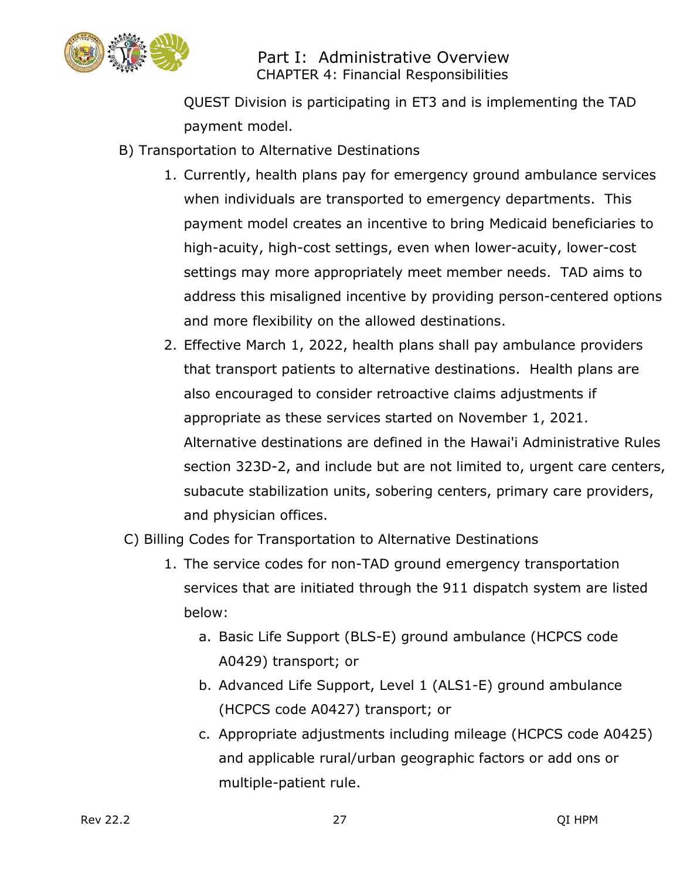QUEST Division is participating in ET3 and is implementing the TAD payment model.

B) Transportation to Alternative Destinations

1. Currently, health plans pay for emergency ground ambulance services when individuals are transported to emergency departments. This payment model creates an incentive to bring Medicaid beneficiaries to high-acuity, high-cost settings, even when lower-acuity, lower-cost settings may more appropriately meet member needs. TAD aims to address this misaligned incentive by providing person-centered options and more flexibility on the allowed destinations.
2. Effective March 1, 2022, health plans shall pay ambulance providers that transport patients to alternative destinations. Health plans are also encouraged to consider retroactive claims adjustments if appropriate as these services started on November 1, 2021. Alternative destinations are defined in the Hawai'i Administrative Rules section 323D-2, and include but are not limited to, urgent care centers, subacute stabilization units, sobering centers, primary care providers, and physician offices.

C) Billing Codes for Transportation to Alternative Destinations

1. The service codes for non-TAD ground emergency transportation services that are initiated through the 911 dispatch system are listed below:
   a. Basic Life Support (BLS-E) ground ambulance (HCPCS code A0429) transport; or
   b. Advanced Life Support, Level 1 (ALS1-E) ground ambulance (HCPCS code A0427) transport; or
   c. Appropriate adjustments including mileage (HCPCS code A0425) and applicable rural/urban geographic factors or add ons or multiple-patient rule.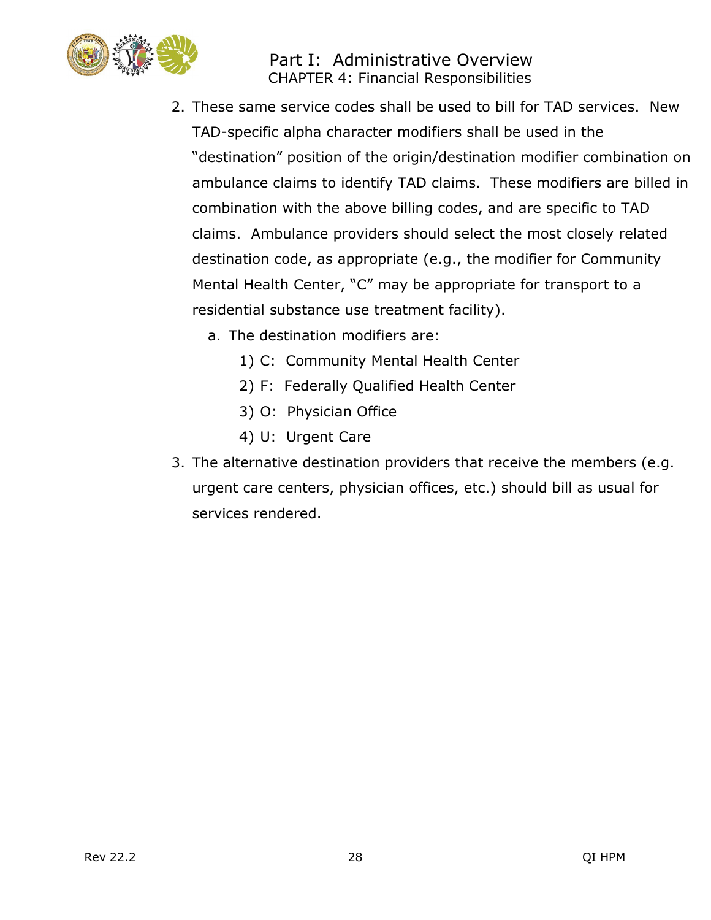2. These same service codes shall be used to bill for TAD services. New TAD-specific alpha character modifiers shall be used in the "destination" position of the origin/destination modifier combination on ambulance claims to identify TAD claims. These modifiers are billed in combination with the above billing codes, and are specific to TAD claims. Ambulance providers should select the most closely related destination code, as appropriate (e.g., the modifier for Community Mental Health Center, "C" may be appropriate for transport to a residential substance use treatment facility).
   a. The destination modifiers are:
      1) C: Community Mental Health Center
      2) F: Federally Qualified Health Center
      3) O: Physician Office
      4) U: Urgent Care
3. The alternative destination providers that receive the members (e.g. urgent care centers, physician offices, etc.) should bill as usual for services rendered.